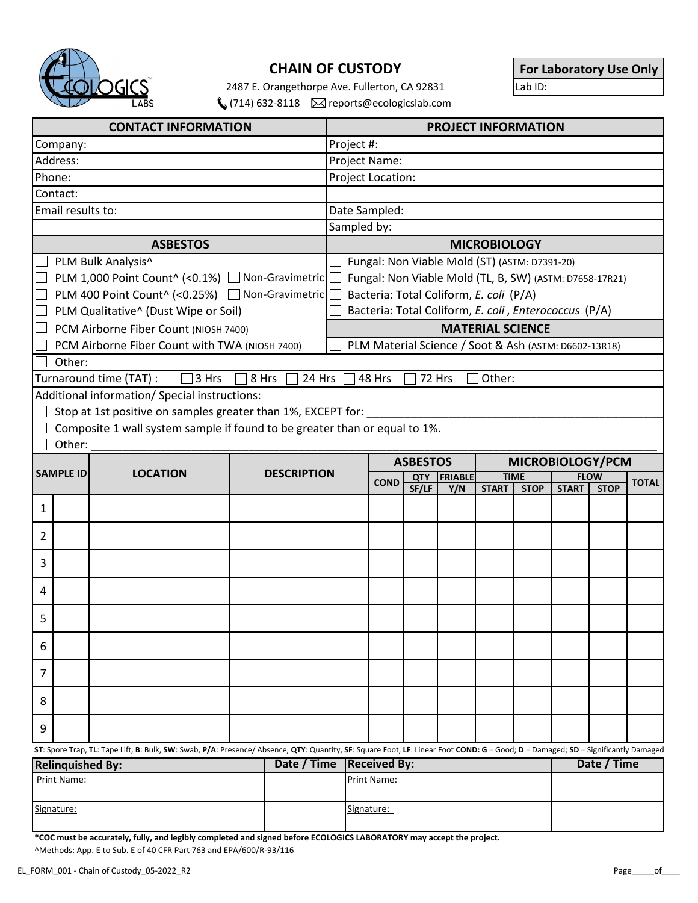# CHAIN OF CUSTODY

2487 E. Orangethorpe Ave. Fullerton, CA 92831
(714) 632-8118 reports@ecologicslab.com

| For Laboratory Use Only |
|---|
| Lab ID: |

| CONTACT INFORMATION | PROJECT INFORMATION |
|---|---|
| Company: | Project #: |
| Address: | Project Name: |
| Phone: | Project Location: |
| Contact: | |
| Email results to: | Date Sampled: |
| | Sampled by: |

| ASBESTOS | MICROBIOLOGY |
|---|---|
| ☐ PLM Bulk Analysis^ | ☐ Fungal: Non Viable Mold (ST) (ASTM: D7391-20) |
| ☐ PLM 1,000 Point Count^ (<0.1%) ☐ Non-Gravimetric | ☐ Fungal: Non Viable Mold (TL, B, SW) (ASTM: D7658-17R21) |
| ☐ PLM 400 Point Count^ (<0.25%) ☐ Non-Gravimetric | ☐ Bacteria: Total Coliform, *E. coli* (P/A) |
| ☐ PLM Qualitative^ (Dust Wipe or Soil) | ☐ Bacteria: Total Coliform, *E. coli*, *Enterococcus* (P/A) |
| ☐ PCM Airborne Fiber Count (NIOSH 7400) | **MATERIAL SCIENCE** |
| ☐ PCM Airborne Fiber Count with TWA (NIOSH 7400) | ☐ PLM Material Science / Soot & Ash (ASTM: D6602-13R18) |

☐ Other:

Turnaround time (TAT) : ☐ 3 Hrs ☐ 8 Hrs ☐ 24 Hrs ☐ 48 Hrs ☐ 72 Hrs ☐ Other:

Additional information/ Special instructions:

☐ Stop at 1st positive on samples greater than 1%, EXCEPT for: ____________________

☐ Composite 1 wall system sample if found to be greater than or equal to 1%.

☐ Other: ____________________

| SAMPLE ID | | LOCATION | DESCRIPTION | ASBESTOS | | | MICROBIOLOGY/PCM | | | | |
|---|---|---|---|---|---|---|---|---|---|---|---|
| | | | | COND | QTY SF/LF | FRIABLE Y/N | TIME START | TIME STOP | FLOW START | FLOW STOP | TOTAL |
| 1 | | | | | | | | | | | |
| 2 | | | | | | | | | | | |
| 3 | | | | | | | | | | | |
| 4 | | | | | | | | | | | |
| 5 | | | | | | | | | | | |
| 6 | | | | | | | | | | | |
| 7 | | | | | | | | | | | |
| 8 | | | | | | | | | | | |
| 9 | | | | | | | | | | | |

**ST**: Spore Trap, **TL**: Tape Lift, **B**: Bulk, **SW**: Swab, **P/A**: Presence/ Absence, **QTY**: Quantity, **SF**: Square Foot, **LF**: Linear Foot **COND: G** = Good; **D** = Damaged; **SD** = Significantly Damaged

| Relinquished By: | Date / Time | Received By: | Date / Time |
|---|---|---|---|
| Print Name: | | Print Name: | |
| Signature: | | Signature: | |

**\*COC must be accurately, fully, and legibly completed and signed before ECOLOGICS LABORATORY may accept the project.**

^Methods: App. E to Sub. E of 40 CFR Part 763 and EPA/600/R-93/116

EL_FORM_001 - Chain of Custody_05-2022_R2

Page_____of____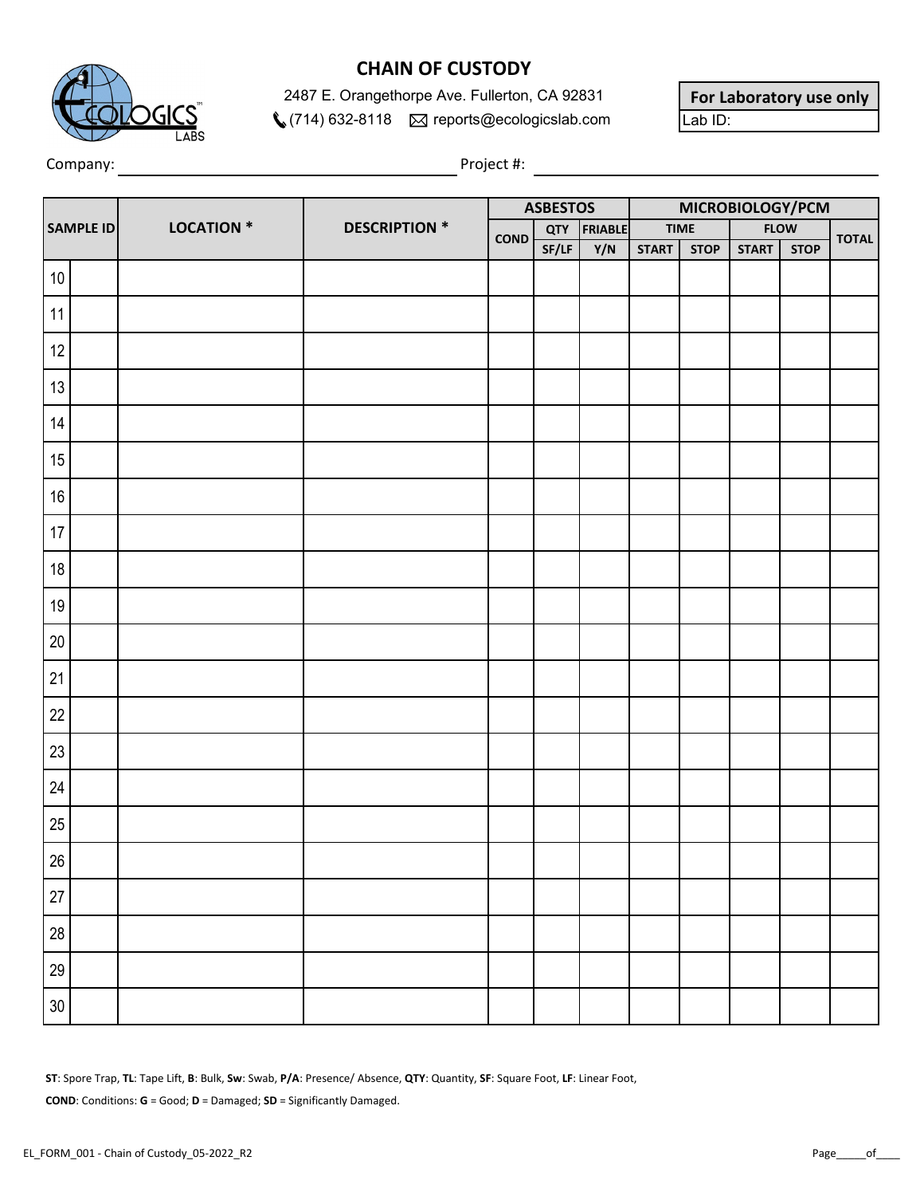# CHAIN OF CUSTODY

2487 E. Orangethorpe Ave. Fullerton, CA 92831

(714) 632-8118 reports@ecologicslab.com

| For Laboratory use only |
|---|
| Lab ID: |

Company: ______________________ Project #: ______________________

| SAMPLE ID | | LOCATION * | DESCRIPTION * | ASBESTOS | | | MICROBIOLOGY/PCM | | | | |
|---|---|---|---|---|---|---|---|---|---|---|---|
| | | | | COND | QTY | FRIABLE | TIME | | FLOW | | TOTAL |
| | | | | | SF/LF | Y/N | START | STOP | START | STOP | |
| 10 | | | | | | | | | | | |
| 11 | | | | | | | | | | | |
| 12 | | | | | | | | | | | |
| 13 | | | | | | | | | | | |
| 14 | | | | | | | | | | | |
| 15 | | | | | | | | | | | |
| 16 | | | | | | | | | | | |
| 17 | | | | | | | | | | | |
| 18 | | | | | | | | | | | |
| 19 | | | | | | | | | | | |
| 20 | | | | | | | | | | | |
| 21 | | | | | | | | | | | |
| 22 | | | | | | | | | | | |
| 23 | | | | | | | | | | | |
| 24 | | | | | | | | | | | |
| 25 | | | | | | | | | | | |
| 26 | | | | | | | | | | | |
| 27 | | | | | | | | | | | |
| 28 | | | | | | | | | | | |
| 29 | | | | | | | | | | | |
| 30 | | | | | | | | | | | |

**ST**: Spore Trap, **TL**: Tape Lift, **B**: Bulk, **Sw**: Swab, **P/A**: Presence/ Absence, **QTY**: Quantity, **SF**: Square Foot, **LF**: Linear Foot,

**COND**: Conditions: **G** = Good; **D** = Damaged; **SD** = Significantly Damaged.

EL_FORM_001 - Chain of Custody_05-2022_R2

Page_____of____